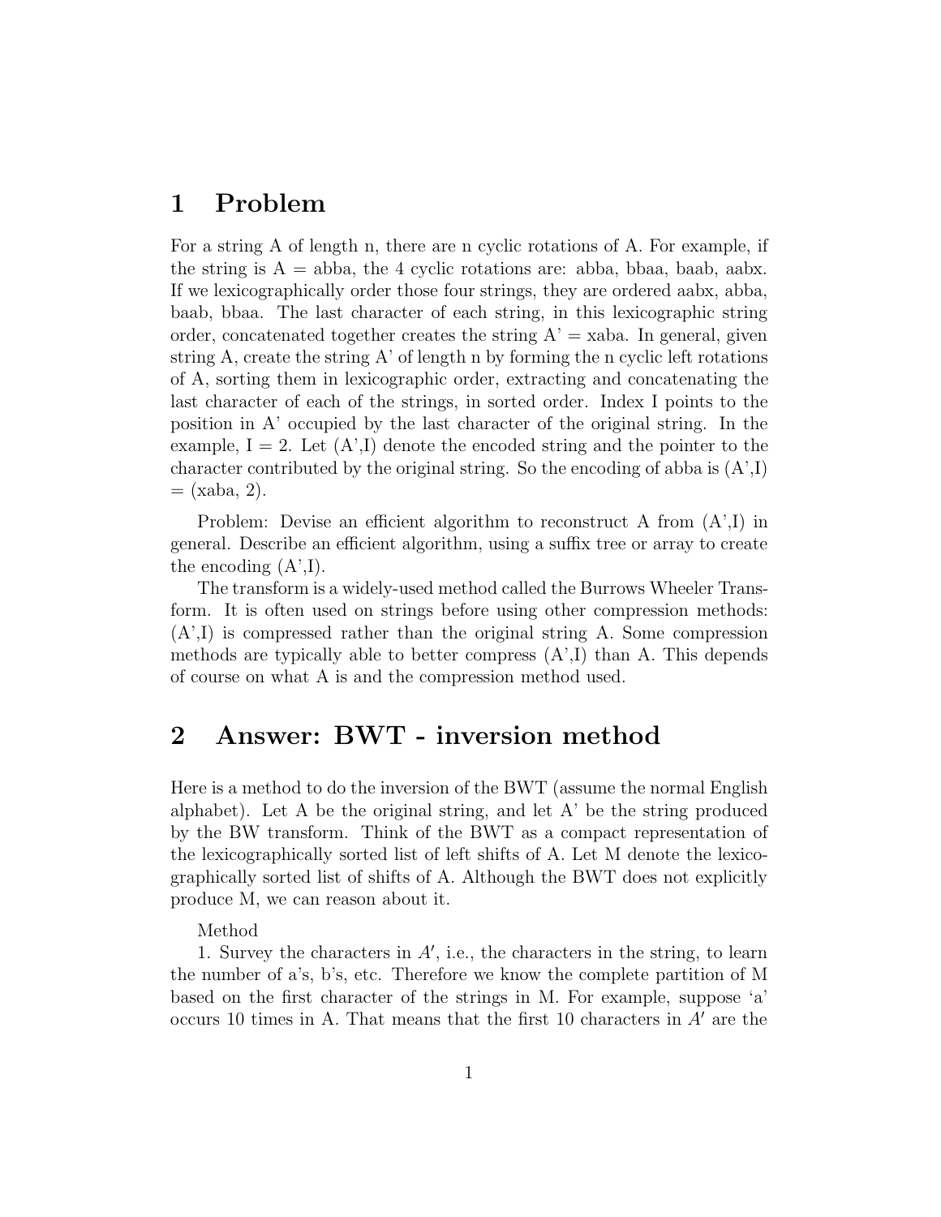# 1 Problem

For a string A of length n, there are n cyclic rotations of A. For example, if the string is A = abba, the 4 cyclic rotations are: abba, bbaa, baab, aabx. If we lexicographically order those four strings, they are ordered aabx, abba, baab, bbaa. The last character of each string, in this lexicographic string order, concatenated together creates the string A' = xaba. In general, given string A, create the string A' of length n by forming the n cyclic left rotations of A, sorting them in lexicographic order, extracting and concatenating the last character of each of the strings, in sorted order. Index I points to the position in A' occupied by the last character of the original string. In the example, I = 2. Let (A',I) denote the encoded string and the pointer to the character contributed by the original string. So the encoding of abba is (A',I) = (xaba, 2).

Problem: Devise an efficient algorithm to reconstruct A from (A',I) in general. Describe an efficient algorithm, using a suffix tree or array to create the encoding (A',I).

The transform is a widely-used method called the Burrows Wheeler Transform. It is often used on strings before using other compression methods: (A',I) is compressed rather than the original string A. Some compression methods are typically able to better compress (A',I) than A. This depends of course on what A is and the compression method used.

# 2 Answer: BWT - inversion method

Here is a method to do the inversion of the BWT (assume the normal English alphabet). Let A be the original string, and let A' be the string produced by the BW transform. Think of the BWT as a compact representation of the lexicographically sorted list of left shifts of A. Let M denote the lexicographically sorted list of shifts of A. Although the BWT does not explicitly produce M, we can reason about it.

Method

1. Survey the characters in $A'$, i.e., the characters in the string, to learn the number of a's, b's, etc. Therefore we know the complete partition of M based on the first character of the strings in M. For example, suppose 'a' occurs 10 times in A. That means that the first 10 characters in $A'$ are the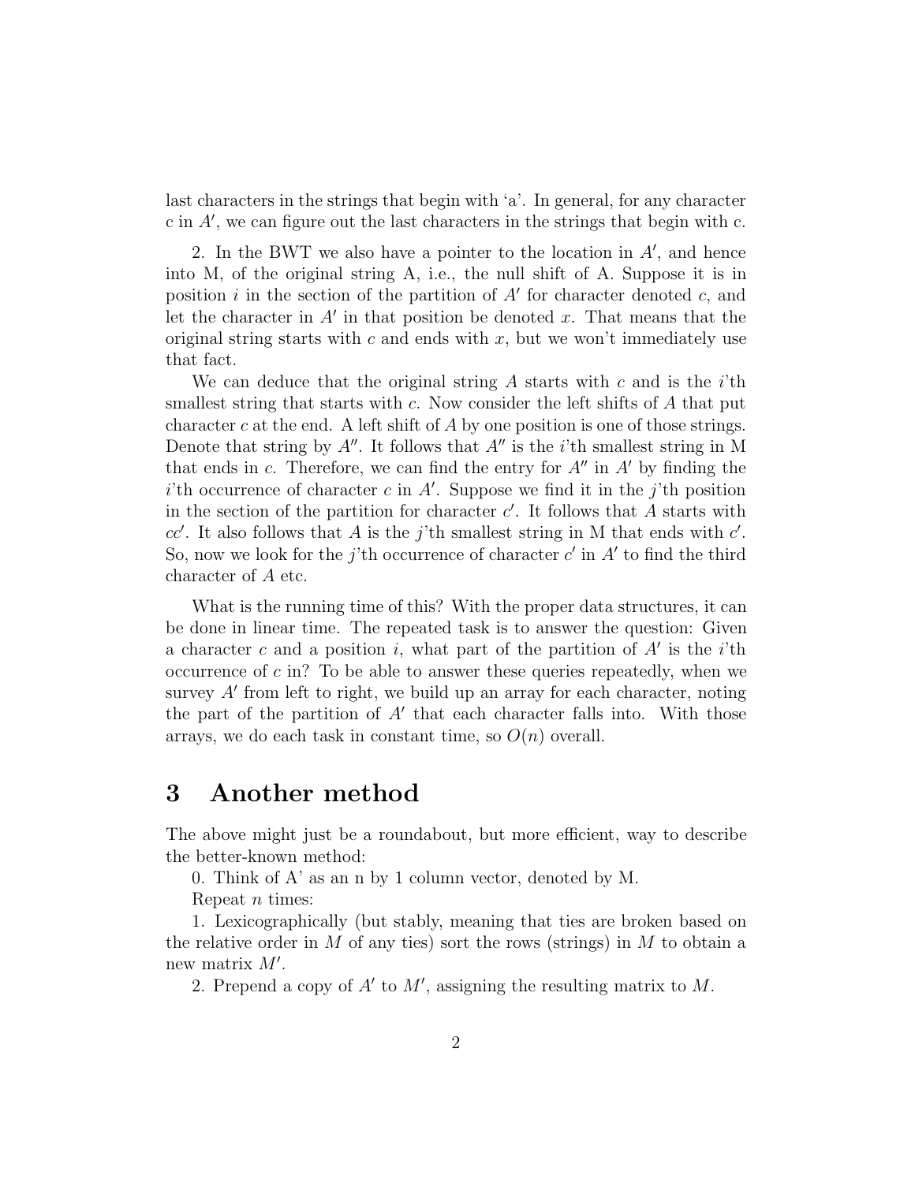last characters in the strings that begin with 'a'. In general, for any character c in $A'$, we can figure out the last characters in the strings that begin with c.

2. In the BWT we also have a pointer to the location in $A'$, and hence into M, of the original string A, i.e., the null shift of A. Suppose it is in position $i$ in the section of the partition of $A'$ for character denoted $c$, and let the character in $A'$ in that position be denoted $x$. That means that the original string starts with $c$ and ends with $x$, but we won't immediately use that fact.

We can deduce that the original string $A$ starts with $c$ and is the $i$'th smallest string that starts with $c$. Now consider the left shifts of $A$ that put character $c$ at the end. A left shift of $A$ by one position is one of those strings. Denote that string by $A''$. It follows that $A''$ is the $i$'th smallest string in M that ends in $c$. Therefore, we can find the entry for $A''$ in $A'$ by finding the $i$'th occurrence of character $c$ in $A'$. Suppose we find it in the $j$'th position in the section of the partition for character $c'$. It follows that $A$ starts with $cc'$. It also follows that $A$ is the $j$'th smallest string in M that ends with $c'$. So, now we look for the $j$'th occurrence of character $c'$ in $A'$ to find the third character of $A$ etc.

What is the running time of this? With the proper data structures, it can be done in linear time. The repeated task is to answer the question: Given a character $c$ and a position $i$, what part of the partition of $A'$ is the $i$'th occurrence of $c$ in? To be able to answer these queries repeatedly, when we survey $A'$ from left to right, we build up an array for each character, noting the part of the partition of $A'$ that each character falls into. With those arrays, we do each task in constant time, so $O(n)$ overall.

# 3 Another method

The above might just be a roundabout, but more efficient, way to describe the better-known method:

0. Think of A' as an n by 1 column vector, denoted by M.

Repeat $n$ times:

1. Lexicographically (but stably, meaning that ties are broken based on the relative order in $M$ of any ties) sort the rows (strings) in $M$ to obtain a new matrix $M'$.

2. Prepend a copy of $A'$ to $M'$, assigning the resulting matrix to $M$.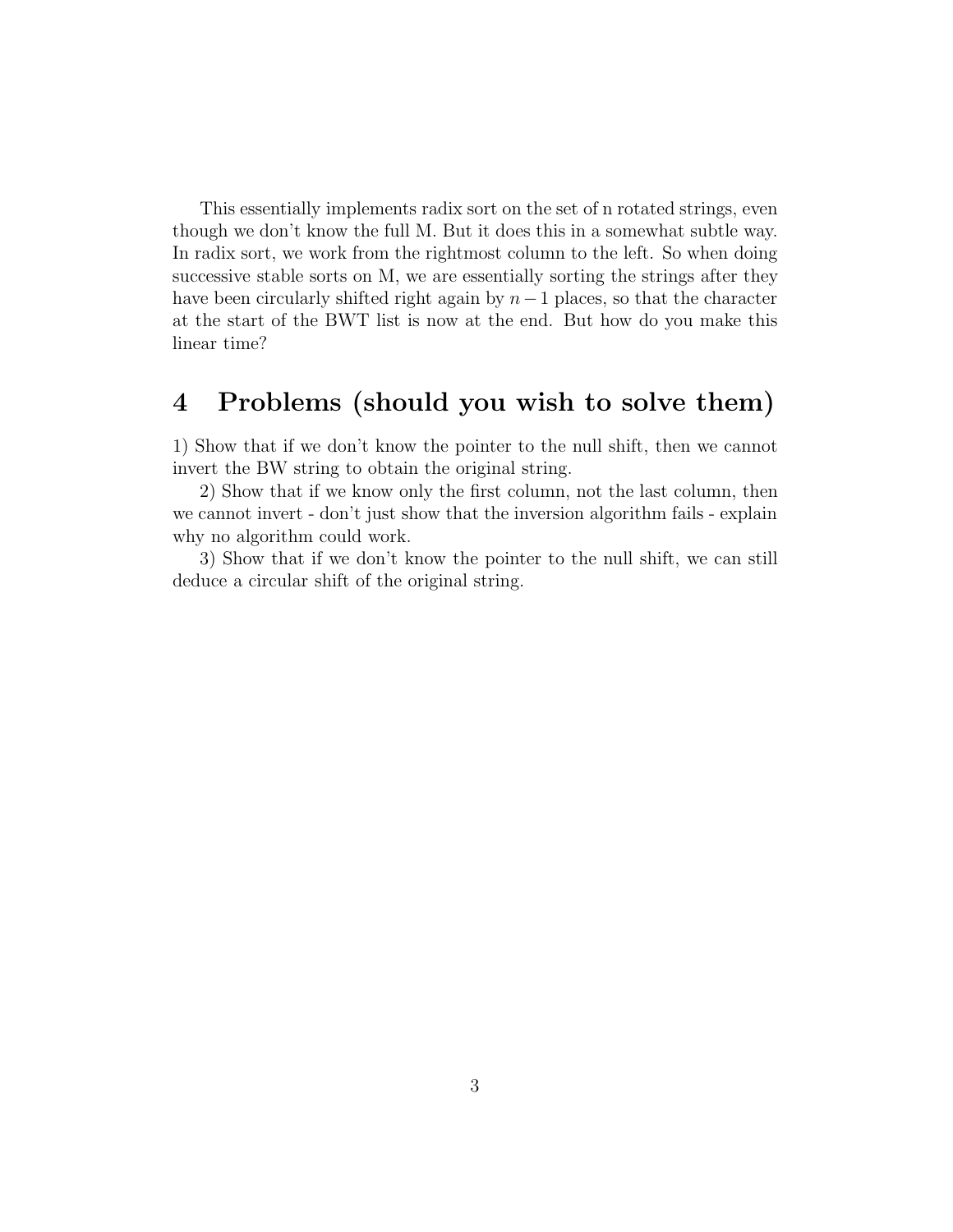This essentially implements radix sort on the set of n rotated strings, even though we don't know the full M. But it does this in a somewhat subtle way. In radix sort, we work from the rightmost column to the left. So when doing successive stable sorts on M, we are essentially sorting the strings after they have been circularly shifted right again by $n-1$ places, so that the character at the start of the BWT list is now at the end. But how do you make this linear time?

## 4 Problems (should you wish to solve them)

1) Show that if we don't know the pointer to the null shift, then we cannot invert the BW string to obtain the original string.

2) Show that if we know only the first column, not the last column, then we cannot invert - don't just show that the inversion algorithm fails - explain why no algorithm could work.

3) Show that if we don't know the pointer to the null shift, we can still deduce a circular shift of the original string.